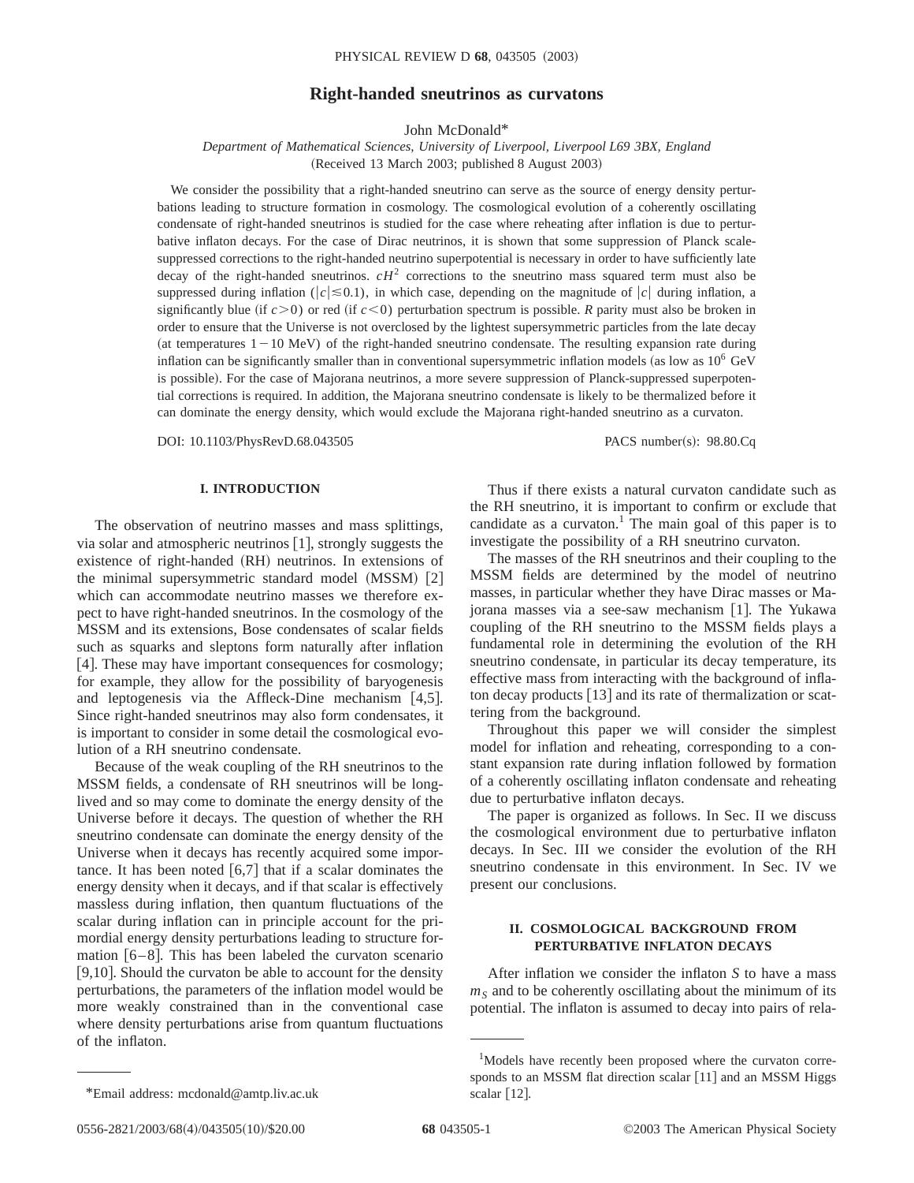# Right-handed sneutrinos as curvatons

John McDonald*

*Department of Mathematical Sciences, University of Liverpool, Liverpool L69 3BX, England*

(Received 13 March 2003; published 8 August 2003)

We consider the possibility that a right-handed sneutrino can serve as the source of energy density perturbations leading to structure formation in cosmology. The cosmological evolution of a coherently oscillating condensate of right-handed sneutrinos is studied for the case where reheating after inflation is due to perturbative inflaton decays. For the case of Dirac neutrinos, it is shown that some suppression of Planck scale-suppressed corrections to the right-handed neutrino superpotential is necessary in order to have sufficiently late decay of the right-handed sneutrinos. $cH^2$ corrections to the sneutrino mass squared term must also be suppressed during inflation ($|c| \lesssim 0.1$), in which case, depending on the magnitude of $|c|$ during inflation, a significantly blue (if $c>0$) or red (if $c<0$) perturbation spectrum is possible. *R* parity must also be broken in order to ensure that the Universe is not overclosed by the lightest supersymmetric particles from the late decay (at temperatures $1-10$ MeV) of the right-handed sneutrino condensate. The resulting expansion rate during inflation can be significantly smaller than in conventional supersymmetric inflation models (as low as $10^6$ GeV is possible). For the case of Majorana neutrinos, a more severe suppression of Planck-suppressed superpotential corrections is required. In addition, the Majorana sneutrino condensate is likely to be thermalized before it can dominate the energy density, which would exclude the Majorana right-handed sneutrino as a curvaton.

DOI: 10.1103/PhysRevD.68.043505 PACS number(s): 98.80.Cq

## I. INTRODUCTION

The observation of neutrino masses and mass splittings, via solar and atmospheric neutrinos [1], strongly suggests the existence of right-handed (RH) neutrinos. In extensions of the minimal supersymmetric standard model (MSSM) [2] which can accommodate neutrino masses we therefore expect to have right-handed sneutrinos. In the cosmology of the MSSM and its extensions, Bose condensates of scalar fields such as squarks and sleptons form naturally after inflation [4]. These may have important consequences for cosmology; for example, they allow for the possibility of baryogenesis and leptogenesis via the Affleck-Dine mechanism [4,5]. Since right-handed sneutrinos may also form condensates, it is important to consider in some detail the cosmological evolution of a RH sneutrino condensate.

Because of the weak coupling of the RH sneutrinos to the MSSM fields, a condensate of RH sneutrinos will be long-lived and so may come to dominate the energy density of the Universe before it decays. The question of whether the RH sneutrino condensate can dominate the energy density of the Universe when it decays has recently acquired some importance. It has been noted [6,7] that if a scalar dominates the energy density when it decays, and if that scalar is effectively massless during inflation, then quantum fluctuations of the scalar during inflation can in principle account for the primordial energy density perturbations leading to structure formation [6–8]. This has been labeled the curvaton scenario [9,10]. Should the curvaton be able to account for the density perturbations, the parameters of the inflation model would be more weakly constrained than in the conventional case where density perturbations arise from quantum fluctuations of the inflaton.

Thus if there exists a natural curvaton candidate such as the RH sneutrino, it is important to confirm or exclude that candidate as a curvaton.[1] The main goal of this paper is to investigate the possibility of a RH sneutrino curvaton.

The masses of the RH sneutrinos and their coupling to the MSSM fields are determined by the model of neutrino masses, in particular whether they have Dirac masses or Majorana masses via a see-saw mechanism [1]. The Yukawa coupling of the RH sneutrino to the MSSM fields plays a fundamental role in determining the evolution of the RH sneutrino condensate, in particular its decay temperature, its effective mass from interacting with the background of inflaton decay products [13] and its rate of thermalization or scattering from the background.

Throughout this paper we will consider the simplest model for inflation and reheating, corresponding to a constant expansion rate during inflation followed by formation of a coherently oscillating inflaton condensate and reheating due to perturbative inflaton decays.

The paper is organized as follows. In Sec. II we discuss the cosmological environment due to perturbative inflaton decays. In Sec. III we consider the evolution of the RH sneutrino condensate in this environment. In Sec. IV we present our conclusions.

## II. COSMOLOGICAL BACKGROUND FROM PERTURBATIVE INFLATON DECAYS

After inflation we consider the inflaton $S$ to have a mass $m_S$ and to be coherently oscillating about the minimum of its potential. The inflaton is assumed to decay into pairs of rela-

---

[1] Models have recently been proposed where the curvaton corresponds to an MSSM flat direction scalar [11] and an MSSM Higgs scalar [12].

*Email address: mcdonald@amtp.liv.ac.uk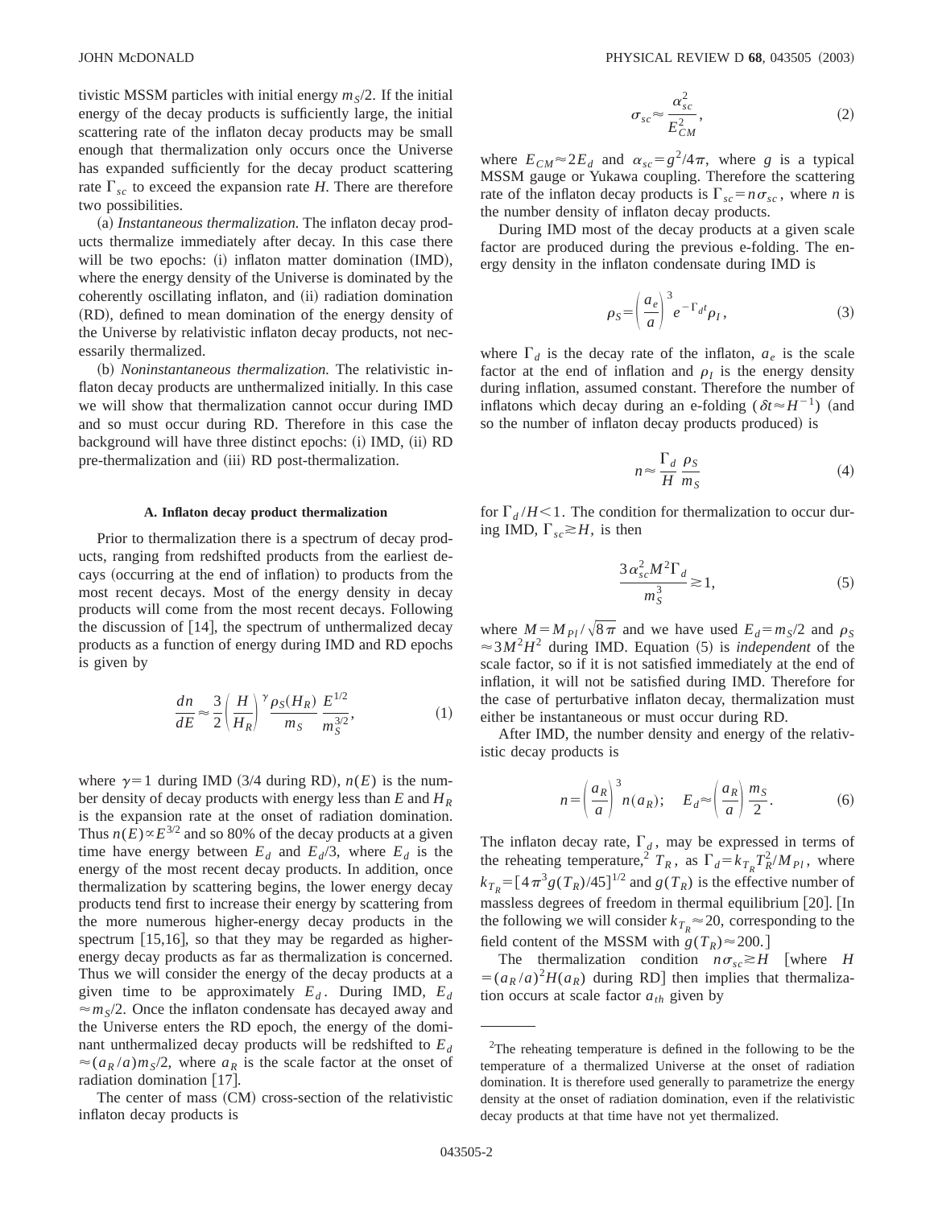tivistic MSSM particles with initial energy $m_S/2$. If the initial energy of the decay products is sufficiently large, the initial scattering rate of the inflaton decay products may be small enough that thermalization only occurs once the Universe has expanded sufficiently for the decay product scattering rate $\Gamma_{sc}$ to exceed the expansion rate $H$. There are therefore two possibilities.

(a) *Instantaneous thermalization.* The inflaton decay products thermalize immediately after decay. In this case there will be two epochs: (i) inflaton matter domination (IMD), where the energy density of the Universe is dominated by the coherently oscillating inflaton, and (ii) radiation domination (RD), defined to mean domination of the energy density of the Universe by relativistic inflaton decay products, not necessarily thermalized.

(b) *Noninstantaneous thermalization.* The relativistic inflaton decay products are unthermalized initially. In this case we will show that thermalization cannot occur during IMD and so must occur during RD. Therefore in this case the background will have three distinct epochs: (i) IMD, (ii) RD pre-thermalization and (iii) RD post-thermalization.

### A. Inflaton decay product thermalization

Prior to thermalization there is a spectrum of decay products, ranging from redshifted products from the earliest decays (occurring at the end of inflation) to products from the most recent decays. Most of the energy density in decay products will come from the most recent decays. Following the discussion of [14], the spectrum of unthermalized decay products as a function of energy during IMD and RD epochs is given by

$$\frac{dn}{dE} \approx \frac{3}{2}\left(\frac{H}{H_R}\right)^{\gamma}\frac{\rho_S(H_R)}{m_S}\,\frac{E^{1/2}}{m_S^{3/2}}, \tag{1}$$

where $\gamma = 1$ during IMD (3/4 during RD), $n(E)$ is the number density of decay products with energy less than $E$ and $H_R$ is the expansion rate at the onset of radiation domination. Thus $n(E) \propto E^{3/2}$ and so 80% of the decay products at a given time have energy between $E_d$ and $E_d/3$, where $E_d$ is the energy of the most recent decay products. In addition, once thermalization by scattering begins, the lower energy decay products tend first to increase their energy by scattering from the more numerous higher-energy decay products in the spectrum [15,16], so that they may be regarded as higher-energy decay products as far as thermalization is concerned. Thus we will consider the energy of the decay products at a given time to be approximately $E_d$. During IMD, $E_d \approx m_S/2$. Once the inflaton condensate has decayed away and the Universe enters the RD epoch, the energy of the dominant unthermalized decay products will be redshifted to $E_d \approx (a_R/a) m_S/2$, where $a_R$ is the scale factor at the onset of radiation domination [17].

The center of mass (CM) cross-section of the relativistic inflaton decay products is

$$\sigma_{sc} \approx \frac{\alpha_{sc}^2}{E_{CM}^2}, \tag{2}$$

where $E_{CM} \approx 2E_d$ and $\alpha_{sc} = g^2/4\pi$, where $g$ is a typical MSSM gauge or Yukawa coupling. Therefore the scattering rate of the inflaton decay products is $\Gamma_{sc} = n\sigma_{sc}$, where $n$ is the number density of inflaton decay products.

During IMD most of the decay products at a given scale factor are produced during the previous e-folding. The energy density in the inflaton condensate during IMD is

$$\rho_S = \left(\frac{a_e}{a}\right)^3 e^{-\Gamma_d t}\rho_I, \tag{3}$$

where $\Gamma_d$ is the decay rate of the inflaton, $a_e$ is the scale factor at the end of inflation and $\rho_I$ is the energy density during inflation, assumed constant. Therefore the number of inflatons which decay during an e-folding ($\delta t \approx H^{-1}$) (and so the number of inflaton decay products produced) is

$$n \approx \frac{\Gamma_d}{H}\frac{\rho_S}{m_S} \tag{4}$$

for $\Gamma_d/H < 1$. The condition for thermalization to occur during IMD, $\Gamma_{sc} \gtrsim H$, is then

$$\frac{3\alpha_{sc}^2 M^2 \Gamma_d}{m_S^3} \gtrsim 1, \tag{5}$$

where $M = M_{Pl}/\sqrt{8\pi}$ and we have used $E_d = m_S/2$ and $\rho_S \approx 3M^2H^2$ during IMD. Equation (5) is *independent* of the scale factor, so if it is not satisfied immediately at the end of inflation, it will not be satisfied during IMD. Therefore for the case of perturbative inflaton decay, thermalization must either be instantaneous or must occur during RD.

After IMD, the number density and energy of the relativistic decay products is

$$n = \left(\frac{a_R}{a}\right)^3 n(a_R); \quad E_d \approx \left(\frac{a_R}{a}\right)\frac{m_S}{2}. \tag{6}$$

The inflaton decay rate, $\Gamma_d$, may be expressed in terms of the reheating temperature,[2] $T_R$, as $\Gamma_d = k_{T_R} T_R^2/M_{Pl}$, where $k_{T_R} = [4\pi^3 g(T_R)/45]^{1/2}$ and $g(T_R)$ is the effective number of massless degrees of freedom in thermal equilibrium [20]. [In the following we will consider $k_{T_R} \approx 20$, corresponding to the field content of the MSSM with $g(T_R) \approx 200$.]

The thermalization condition $n\sigma_{sc} \gtrsim H$ [where $H = (a_R/a)^2 H(a_R)$ during RD] then implies that thermalization occurs at scale factor $a_{th}$ given by

---

[2] The reheating temperature is defined in the following to be the temperature of a thermalized Universe at the onset of radiation domination. It is therefore used generally to parametrize the energy density at the onset of radiation domination, even if the relativistic decay products at that time have not yet thermalized.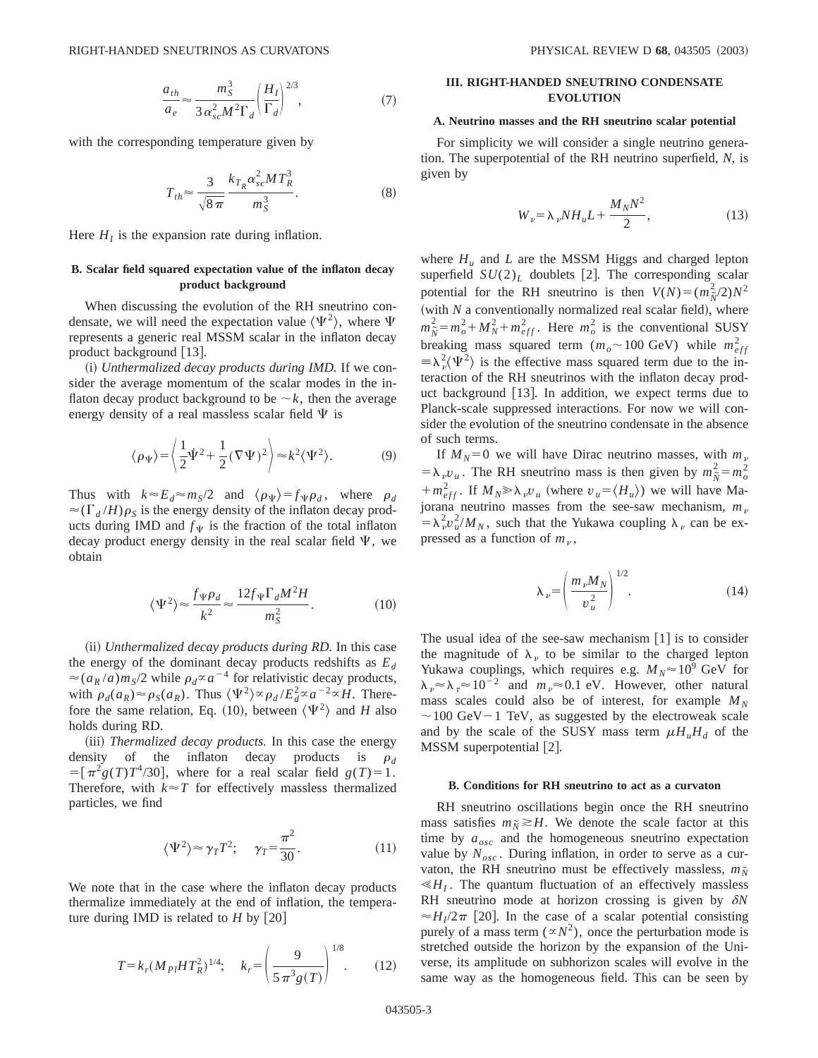$$\frac{a_{th}}{a_e} \approx \frac{m_S^3}{3\alpha_{sc}^2 M^2 \Gamma_d} \left(\frac{H_I}{\Gamma_d}\right)^{2/3}, \tag{7}$$

with the corresponding temperature given by

$$T_{th} \approx \frac{3}{\sqrt{8\pi}} \frac{k_{T_R} \alpha_{sc}^2 M T_R^3}{m_S^3}. \tag{8}$$

Here $H_I$ is the expansion rate during inflation.

### B. Scalar field squared expectation value of the inflaton decay product background

When discussing the evolution of the RH sneutrino condensate, we will need the expectation value $\langle \Psi^2 \rangle$, where $\Psi$ represents a generic real MSSM scalar in the inflaton decay product background [13].

(i) *Unthermalized decay products during IMD.* If we consider the average momentum of the scalar modes in the inflaton decay product background to be $\sim k$, then the average energy density of a real massless scalar field $\Psi$ is

$$\langle \rho_\Psi \rangle = \left\langle \frac{1}{2}\dot{\Psi}^2 + \frac{1}{2}(\nabla \Psi)^2 \right\rangle \approx k^2 \langle \Psi^2 \rangle. \tag{9}$$

Thus with $k \approx E_d \approx m_S/2$ and $\langle \rho_\Psi \rangle = f_\Psi \rho_d$, where $\rho_d \approx (\Gamma_d/H)\rho_S$ is the energy density of the inflaton decay products during IMD and $f_\Psi$ is the fraction of the total inflaton decay product energy density in the real scalar field $\Psi$, we obtain

$$\langle \Psi^2 \rangle \approx \frac{f_\Psi \rho_d}{k^2} \approx \frac{12 f_\Psi \Gamma_d M^2 H}{m_S^2}. \tag{10}$$

(ii) *Unthermalized decay products during RD.* In this case the energy of the dominant decay products redshifts as $E_d \approx (a_R/a) m_S/2$ while $\rho_d \propto a^{-4}$ for relativistic decay products, with $\rho_d(a_R) \approx \rho_S(a_R)$. Thus $\langle \Psi^2 \rangle \propto \rho_d/E_d^2 \propto a^{-2} \propto H$. Therefore the same relation, Eq. (10), between $\langle \Psi^2 \rangle$ and $H$ also holds during RD.

(iii) *Thermalized decay products.* In this case the energy density of the inflaton decay products is $\rho_d = [\pi^2 g(T) T^4/30]$, where for a real scalar field $g(T)=1$. Therefore, with $k \approx T$ for effectively massless thermalized particles, we find

$$\langle \Psi^2 \rangle \approx \gamma_T T^2; \quad \gamma_T = \frac{\pi^2}{30}. \tag{11}$$

We note that in the case where the inflaton decay products thermalize immediately at the end of inflation, the temperature during IMD is related to $H$ by [20]

$$T = k_r (M_{Pl} H T_R^2)^{1/4}; \quad k_r = \left(\frac{9}{5\pi^3 g(T)}\right)^{1/8}. \tag{12}$$

## III. RIGHT-HANDED SNEUTRINO CONDENSATE EVOLUTION

### A. Neutrino masses and the RH sneutrino scalar potential

For simplicity we will consider a single neutrino generation. The superpotential of the RH neutrino superfield, $N$, is given by

$$W_\nu = \lambda_\nu N H_u L + \frac{M_N N^2}{2}, \tag{13}$$

where $H_u$ and $L$ are the MSSM Higgs and charged lepton superfield $SU(2)_L$ doublets [2]. The corresponding scalar potential for the RH sneutrino is then $V(N) = (m_{\tilde{N}}^2/2) N^2$ (with $N$ a conventionally normalized real scalar field), where $m_{\tilde{N}}^2 = m_o^2 + M_N^2 + m_{eff}^2$. Here $m_o^2$ is the conventional SUSY breaking mass squared term ($m_o \sim 100$ GeV) while $m_{eff}^2 \equiv \lambda_\nu^2 \langle \Psi^2 \rangle$ is the effective mass squared term due to the interaction of the RH sneutrinos with the inflaton decay product background [13]. In addition, we expect terms due to Planck-scale suppressed interactions. For now we will consider the evolution of the sneutrino condensate in the absence of such terms.

If $M_N = 0$ we will have Dirac neutrino masses, with $m_\nu = \lambda_\nu v_u$. The RH sneutrino mass is then given by $m_{\tilde{N}}^2 = m_o^2 + m_{eff}^2$. If $M_N \gg \lambda_\nu v_u$ (where $v_u = \langle H_u \rangle$) we will have Majorana neutrino masses from the see-saw mechanism, $m_\nu = \lambda_\nu^2 v_u^2 / M_N$, such that the Yukawa coupling $\lambda_\nu$ can be expressed as a function of $m_\nu$,

$$\lambda_\nu = \left(\frac{m_\nu M_N}{v_u^2}\right)^{1/2}. \tag{14}$$

The usual idea of the see-saw mechanism [1] is to consider the magnitude of $\lambda_\nu$ to be similar to the charged lepton Yukawa couplings, which requires e.g. $M_N \approx 10^9$ GeV for $\lambda_\nu \approx \lambda_\tau \approx 10^{-2}$ and $m_\nu \approx 0.1$ eV. However, other natural mass scales could also be of interest, for example $M_N \sim 100$ GeV$-1$ TeV, as suggested by the electroweak scale and by the scale of the SUSY mass term $\mu H_u H_d$ of the MSSM superpotential [2].

### B. Conditions for RH sneutrino to act as a curvaton

RH sneutrino oscillations begin once the RH sneutrino mass satisfies $m_{\tilde{N}} \gtrsim H$. We denote the scale factor at this time by $a_{osc}$ and the homogeneous sneutrino expectation value by $N_{osc}$. During inflation, in order to serve as a curvaton, the RH sneutrino must be effectively massless, $m_{\tilde{N}} \ll H_I$. The quantum fluctuation of an effectively massless RH sneutrino mode at horizon crossing is given by $\delta N \approx H_I/2\pi$ [20]. In the case of a scalar potential consisting purely of a mass term ($\propto N^2$), once the perturbation mode is stretched outside the horizon by the expansion of the Universe, its amplitude on subhorizon scales will evolve in the same way as the homogeneous field. This can be seen by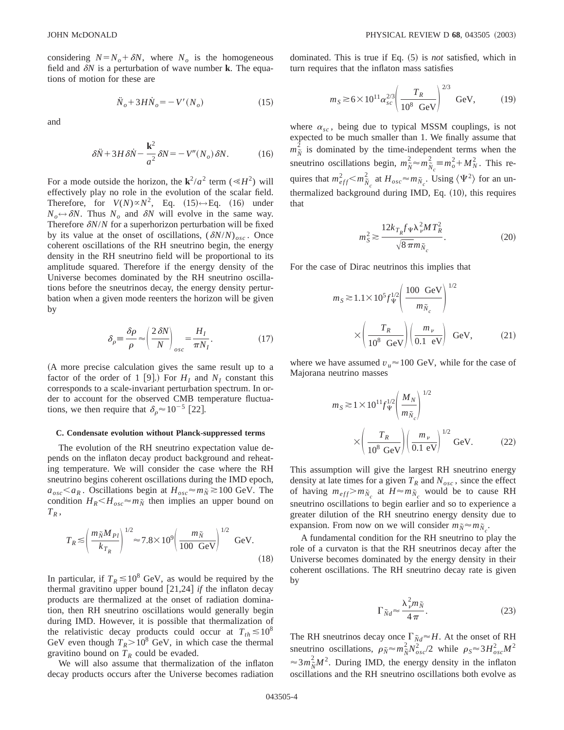considering $N = N_o + \delta N$, where $N_o$ is the homogeneous field and $\delta N$ is a perturbation of wave number $\mathbf{k}$. The equations of motion for these are

$$\ddot{N}_o + 3H\dot{N}_o = -V'(N_o) \tag{15}$$

and

$$\delta\ddot{N} + 3H\delta\dot{N} - \frac{\mathbf{k}^2}{a^2}\delta N = -V''(N_o)\delta N. \tag{16}$$

For a mode outside the horizon, the $\mathbf{k}^2/a^2$ term ($\ll H^2$) will effectively play no role in the evolution of the scalar field. Therefore, for $V(N) \propto N^2$, Eq. (15)$\leftrightarrow$Eq. (16) under $N_o \leftrightarrow \delta N$. Thus $N_o$ and $\delta N$ will evolve in the same way. Therefore $\delta N/N$ for a superhorizon perturbation will be fixed by its value at the onset of oscillations, $(\delta N/N)_{osc}$. Once coherent oscillations of the RH sneutrino begin, the energy density in the RH sneutrino field will be proportional to its amplitude squared. Therefore if the energy density of the Universe becomes dominated by the RH sneutrino oscillations before the sneutrinos decay, the energy density perturbation when a given mode reenters the horizon will be given by

$$\delta_\rho \equiv \frac{\delta\rho}{\rho} \approx \left(\frac{2\,\delta N}{N}\right)_{osc} = \frac{H_I}{\pi N_I}. \tag{17}$$

(A more precise calculation gives the same result up to a factor of the order of 1 [9].) For $H_I$ and $N_I$ constant this corresponds to a scale-invariant perturbation spectrum. In order to account for the observed CMB temperature fluctuations, we then require that $\delta_\rho \approx 10^{-5}$ [22].

### C. Condensate evolution without Planck-suppressed terms

The evolution of the RH sneutrino expectation value depends on the inflaton decay product background and reheating temperature. We will consider the case where the RH sneutrino begins coherent oscillations during the IMD epoch, $a_{osc} < a_R$. Oscillations begin at $H_{osc} \approx m_{\tilde{N}} \gtrsim 100$ GeV. The condition $H_R < H_{osc} \approx m_{\tilde{N}}$ then implies an upper bound on $T_R$,

$$T_R \lesssim \left(\frac{m_{\tilde{N}} M_{Pl}}{k_{T_R}}\right)^{1/2} \approx 7.8 \times 10^9 \left(\frac{m_{\tilde{N}}}{100\ \text{GeV}}\right)^{1/2}\ \text{GeV}. \tag{18}$$

In particular, if $T_R \lesssim 10^8$ GeV, as would be required by the thermal gravitino upper bound [21,24] *if* the inflaton decay products are thermalized at the onset of radiation domination, then RH sneutrino oscillations would generally begin during IMD. However, it is possible that thermalization of the relativistic decay products could occur at $T_{th} \lesssim 10^8$ GeV even though $T_R > 10^8$ GeV, in which case the thermal gravitino bound on $T_R$ could be evaded.

We will also assume that thermalization of the inflaton decay products occurs after the Universe becomes radiation dominated. This is true if Eq. (5) is *not* satisfied, which in turn requires that the inflaton mass satisfies

$$m_S \gtrsim 6 \times 10^{11} \alpha_{sc}^{2/3} \left(\frac{T_R}{10^8\ \text{GeV}}\right)^{2/3}\ \text{GeV}, \tag{19}$$

where $\alpha_{sc}$, being due to typical MSSM couplings, is not expected to be much smaller than 1. We finally assume that $m_{\tilde{N}}^2$ is dominated by the time-independent terms when the sneutrino oscillations begin, $m_{\tilde{N}}^2 \approx m_{\tilde{N}_c}^2 \equiv m_o^2 + M_N^2$. This requires that $m_{eff}^2 < m_{\tilde{N}_c}^2$ at $H_{osc} \approx m_{\tilde{N}_c}$. Using $\langle \Psi^2 \rangle$ for an unthermalized background during IMD, Eq. (10), this requires that

$$m_S^2 \gtrsim \frac{12 k_{T_R} f_\Psi \lambda_\nu^2 M T_R^2}{\sqrt{8\pi} m_{\tilde{N}_c}}. \tag{20}$$

For the case of Dirac neutrinos this implies that

$$m_S \gtrsim 1.1 \times 10^5 f_\Psi^{1/2} \left(\frac{100\ \text{GeV}}{m_{\tilde{N}_c}}\right)^{1/2} \times \left(\frac{T_R}{10^8\ \text{GeV}}\right)\left(\frac{m_\nu}{0.1\ \text{eV}}\right)\ \text{GeV}, \tag{21}$$

where we have assumed $v_u \approx 100$ GeV, while for the case of Majorana neutrino masses

$$m_S \gtrsim 1 \times 10^{11} f_\Psi^{1/2} \left(\frac{M_N}{m_{\tilde{N}_c}}\right)^{1/2} \times \left(\frac{T_R}{10^8\ \text{GeV}}\right)\left(\frac{m_\nu}{0.1\ \text{eV}}\right)^{1/2}\ \text{GeV}. \tag{22}$$

This assumption will give the largest RH sneutrino energy density at late times for a given $T_R$ and $N_{osc}$, since the effect of having $m_{eff} > m_{\tilde{N}_c}$ at $H \approx m_{\tilde{N}_c}$ would be to cause RH sneutrino oscillations to begin earlier and so to experience a greater dilution of the RH sneutrino energy density due to expansion. From now on we will consider $m_{\tilde{N}} \approx m_{\tilde{N}_c}$.

A fundamental condition for the RH sneutrino to play the role of a curvaton is that the RH sneutrinos decay after the Universe becomes dominated by the energy density in their coherent oscillations. The RH sneutrino decay rate is given by

$$\Gamma_{\tilde{N}d} \approx \frac{\lambda_\nu^2 m_{\tilde{N}}}{4\pi}. \tag{23}$$

The RH sneutrinos decay once $\Gamma_{\tilde{N}d} \approx H$. At the onset of RH sneutrino oscillations, $\rho_{\tilde{N}} \approx m_{\tilde{N}}^2 N_{osc}^2/2$ while $\rho_S \approx 3H_{osc}^2 M^2 \approx 3m_{\tilde{N}}^2 M^2$. During IMD, the energy density in the inflaton oscillations and the RH sneutrino oscillations both evolve as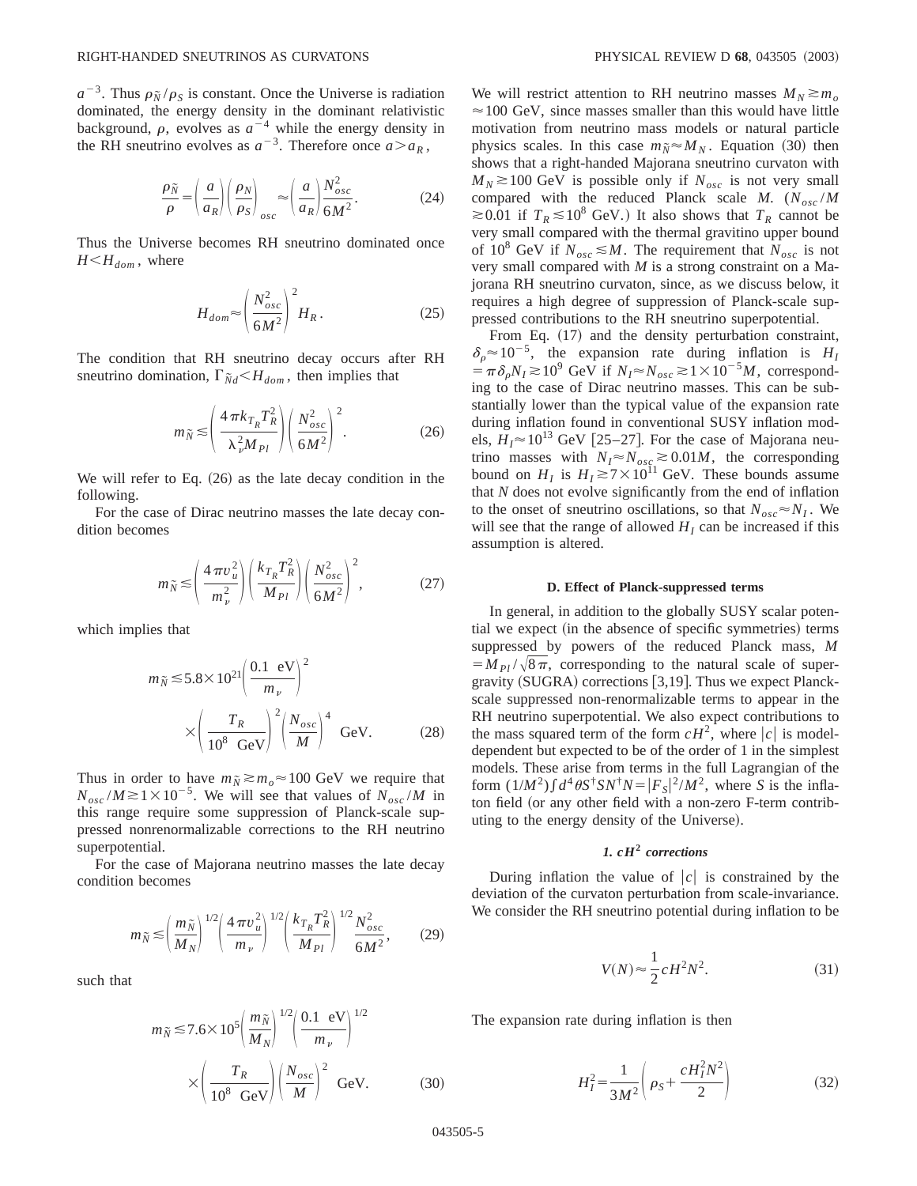$a^{-3}$. Thus $\rho_{\tilde{N}}/\rho_S$ is constant. Once the Universe is radiation dominated, the energy density in the dominant relativistic background, $\rho$, evolves as $a^{-4}$ while the energy density in the RH sneutrino evolves as $a^{-3}$. Therefore once $a > a_R$,

$$\frac{\rho_{\tilde{N}}}{\rho} = \left(\frac{a}{a_R}\right)\left(\frac{\rho_N}{\rho_S}\right)_{osc} \approx \left(\frac{a}{a_R}\right)\frac{N_{osc}^2}{6M^2}. \tag{24}$$

Thus the Universe becomes RH sneutrino dominated once $H < H_{dom}$, where

$$H_{dom} \approx \left(\frac{N_{osc}^2}{6M^2}\right)^2 H_R. \tag{25}$$

The condition that RH sneutrino decay occurs after RH sneutrino domination, $\Gamma_{\tilde{N}d} < H_{dom}$, then implies that

$$m_{\tilde{N}} \lesssim \left(\frac{4\pi k_{T_R} T_R^2}{\lambda_\nu^2 M_{Pl}}\right)\left(\frac{N_{osc}^2}{6M^2}\right)^2. \tag{26}$$

We will refer to Eq. (26) as the late decay condition in the following.

For the case of Dirac neutrino masses the late decay condition becomes

$$m_{\tilde{N}} \lesssim \left(\frac{4\pi v_u^2}{m_\nu^2}\right)\left(\frac{k_{T_R} T_R^2}{M_{Pl}}\right)\left(\frac{N_{osc}^2}{6M^2}\right)^2, \tag{27}$$

which implies that

$$m_{\tilde{N}} \lesssim 5.8\times 10^{21}\left(\frac{0.1\ \text{eV}}{m_\nu}\right)^2 \times \left(\frac{T_R}{10^8\ \text{GeV}}\right)^2\left(\frac{N_{osc}}{M}\right)^4\ \text{GeV}. \tag{28}$$

Thus in order to have $m_{\tilde{N}} \gtrsim m_o \approx 100$ GeV we require that $N_{osc}/M \gtrsim 1\times 10^{-5}$. We will see that values of $N_{osc}/M$ in this range require some suppression of Planck-scale suppressed nonrenormalizable corrections to the RH neutrino superpotential.

For the case of Majorana neutrino masses the late decay condition becomes

$$m_{\tilde{N}} \lesssim \left(\frac{m_{\tilde{N}}}{M_N}\right)^{1/2}\left(\frac{4\pi v_u^2}{m_\nu}\right)^{1/2}\left(\frac{k_{T_R} T_R^2}{M_{Pl}}\right)^{1/2}\frac{N_{osc}^2}{6M^2}, \tag{29}$$

such that

$$m_{\tilde{N}} \lesssim 7.6\times 10^5\left(\frac{m_{\tilde{N}}}{M_N}\right)^{1/2}\left(\frac{0.1\ \text{eV}}{m_\nu}\right)^{1/2} \times \left(\frac{T_R}{10^8\ \text{GeV}}\right)\left(\frac{N_{osc}}{M}\right)^2\ \text{GeV}. \tag{30}$$

We will restrict attention to RH neutrino masses $M_N \gtrsim m_o \approx 100$ GeV, since masses smaller than this would have little motivation from neutrino mass models or natural particle physics scales. In this case $m_{\tilde{N}} \approx M_N$. Equation (30) then shows that a right-handed Majorana sneutrino curvaton with $M_N \gtrsim 100$ GeV is possible only if $N_{osc}$ is not very small compared with the reduced Planck scale $M$. ($N_{osc}/M \gtrsim 0.01$ if $T_R \lesssim 10^8$ GeV.) It also shows that $T_R$ cannot be very small compared with the thermal gravitino upper bound of $10^8$ GeV if $N_{osc} \lesssim M$. The requirement that $N_{osc}$ is not very small compared with $M$ is a strong constraint on a Majorana RH sneutrino curvaton, since, as we discuss below, it requires a high degree of suppression of Planck-scale suppressed contributions to the RH sneutrino superpotential.

From Eq. (17) and the density perturbation constraint, $\delta_\rho \approx 10^{-5}$, the expansion rate during inflation is $H_I = \pi\delta_\rho N_I \gtrsim 10^9$ GeV if $N_I \approx N_{osc} \gtrsim 1\times 10^{-5}M$, corresponding to the case of Dirac neutrino masses. This can be substantially lower than the typical value of the expansion rate during inflation found in conventional SUSY inflation models, $H_I \approx 10^{13}$ GeV [25–27]. For the case of Majorana neutrino masses with $N_I \approx N_{osc} \gtrsim 0.01M$, the corresponding bound on $H_I$ is $H_I \gtrsim 7\times 10^{11}$ GeV. These bounds assume that $N$ does not evolve significantly from the end of inflation to the onset of sneutrino oscillations, so that $N_{osc} \approx N_I$. We will see that the range of allowed $H_I$ can be increased if this assumption is altered.

### D. Effect of Planck-suppressed terms

In general, in addition to the globally SUSY scalar potential we expect (in the absence of specific symmetries) terms suppressed by powers of the reduced Planck mass, $M = M_{Pl}/\sqrt{8\pi}$, corresponding to the natural scale of supergravity (SUGRA) corrections [3,19]. Thus we expect Planck-scale suppressed non-renormalizable terms to appear in the RH neutrino superpotential. We also expect contributions to the mass squared term of the form $cH^2$, where $|c|$ is model-dependent but expected to be of the order of 1 in the simplest models. These arise from terms in the full Lagrangian of the form $(1/M^2)\int d^4\theta S^\dagger S N^\dagger N = |F_S|^2/M^2$, where $S$ is the inflaton field (or any other field with a non-zero F-term contributing to the energy density of the Universe).

#### 1. $cH^2$ corrections

During inflation the value of $|c|$ is constrained by the deviation of the curvaton perturbation from scale-invariance. We consider the RH sneutrino potential during inflation to be

$$V(N) \approx \frac{1}{2}cH^2N^2. \tag{31}$$

The expansion rate during inflation is then

$$H_I^2 = \frac{1}{3M^2}\left(\rho_S + \frac{cH_I^2N^2}{2}\right) \tag{32}$$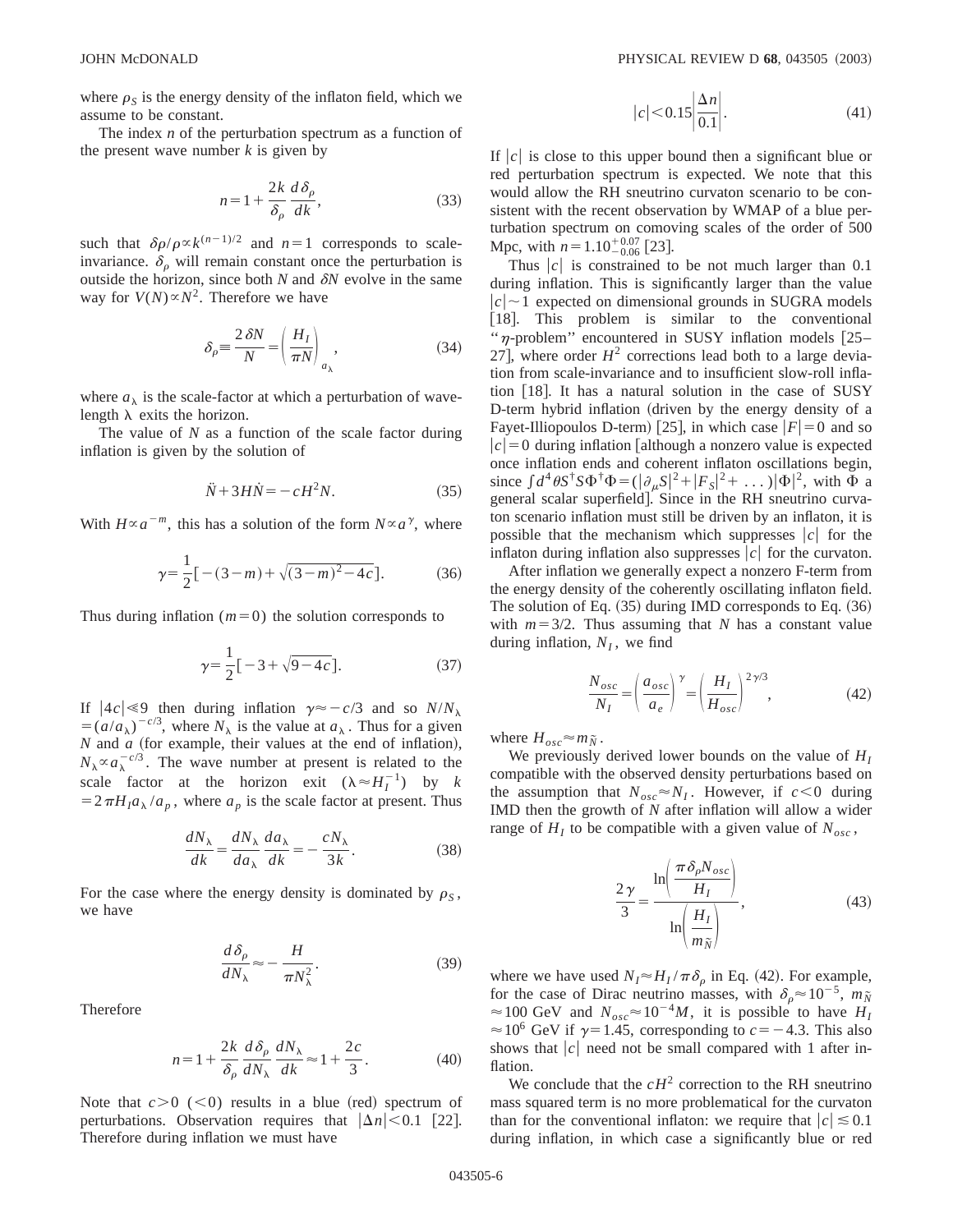where $\rho_S$ is the energy density of the inflaton field, which we assume to be constant.

The index $n$ of the perturbation spectrum as a function of the present wave number $k$ is given by

$$n = 1 + \frac{2k}{\delta_\rho}\frac{d\delta_\rho}{dk}, \tag{33}$$

such that $\delta\rho/\rho \propto k^{(n-1)/2}$ and $n=1$ corresponds to scale-invariance. $\delta_\rho$ will remain constant once the perturbation is outside the horizon, since both $N$ and $\delta N$ evolve in the same way for $V(N) \propto N^2$. Therefore we have

$$\delta_\rho \equiv \frac{2\,\delta N}{N} = \left(\frac{H_I}{\pi N}\right)_{a_\lambda}, \tag{34}$$

where $a_\lambda$ is the scale-factor at which a perturbation of wavelength $\lambda$ exits the horizon.

The value of $N$ as a function of the scale factor during inflation is given by the solution of

$$\ddot{N} + 3H\dot{N} = -cH^2 N. \tag{35}$$

With $H \propto a^{-m}$, this has a solution of the form $N \propto a^{\gamma}$, where

$$\gamma = \frac{1}{2}\left[-(3-m) + \sqrt{(3-m)^2 - 4c}\right]. \tag{36}$$

Thus during inflation ($m=0$) the solution corresponds to

$$\gamma = \frac{1}{2}\left[-3 + \sqrt{9-4c}\right]. \tag{37}$$

If $|4c| \ll 9$ then during inflation $\gamma \approx -c/3$ and so $N/N_\lambda = (a/a_\lambda)^{-c/3}$, where $N_\lambda$ is the value at $a_\lambda$. Thus for a given $N$ and $a$ (for example, their values at the end of inflation), $N_\lambda \propto a_\lambda^{-c/3}$. The wave number at present is related to the scale factor at the horizon exit ($\lambda \approx H_I^{-1}$) by $k = 2\pi H_I a_\lambda / a_p$, where $a_p$ is the scale factor at present. Thus

$$\frac{dN_\lambda}{dk} = \frac{dN_\lambda}{da_\lambda}\frac{da_\lambda}{dk} = -\frac{cN_\lambda}{3k}. \tag{38}$$

For the case where the energy density is dominated by $\rho_S$, we have

$$\frac{d\delta_\rho}{dN_\lambda} \approx -\frac{H}{\pi N_\lambda^2}. \tag{39}$$

Therefore

$$n = 1 + \frac{2k}{\delta_\rho}\frac{d\delta_\rho}{dN_\lambda}\frac{dN_\lambda}{dk} \approx 1 + \frac{2c}{3}. \tag{40}$$

Note that $c>0$ ($<0$) results in a blue (red) spectrum of perturbations. Observation requires that $|\Delta n| < 0.1$ [22]. Therefore during inflation we must have

$$|c| < 0.15\left|\frac{\Delta n}{0.1}\right|. \tag{41}$$

If $|c|$ is close to this upper bound then a significant blue or red perturbation spectrum is expected. We note that this would allow the RH sneutrino curvaton scenario to be consistent with the recent observation by WMAP of a blue perturbation spectrum on comoving scales of the order of 500 Mpc, with $n = 1.10^{+0.07}_{-0.06}$ [23].

Thus $|c|$ is constrained to be not much larger than 0.1 during inflation. This is significantly larger than the value $|c| \sim 1$ expected on dimensional grounds in SUGRA models [18]. This problem is similar to the conventional "$\eta$-problem" encountered in SUSY inflation models [25–27], where order $H^2$ corrections lead both to a large deviation from scale-invariance and to insufficient slow-roll inflation [18]. It has a natural solution in the case of SUSY D-term hybrid inflation (driven by the energy density of a Fayet-Illiopoulos D-term) [25], in which case $|F|=0$ and so $|c|=0$ during inflation [although a nonzero value is expected once inflation ends and coherent inflaton oscillations begin, since $\int d^4\theta S^\dagger S \Phi^\dagger \Phi = (|\partial_\mu S|^2 + |F_S|^2 + \dots)|\Phi|^2$, with $\Phi$ a general scalar superfield]. Since in the RH sneutrino curvaton scenario inflation must still be driven by an inflaton, it is possible that the mechanism which suppresses $|c|$ for the inflaton during inflation also suppresses $|c|$ for the curvaton.

After inflation we generally expect a nonzero F-term from the energy density of the coherently oscillating inflaton field. The solution of Eq. (35) during IMD corresponds to Eq. (36) with $m=3/2$. Thus assuming that $N$ has a constant value during inflation, $N_I$, we find

$$\frac{N_{osc}}{N_I} = \left(\frac{a_{osc}}{a_e}\right)^{\gamma} = \left(\frac{H_I}{H_{osc}}\right)^{2\gamma/3}, \tag{42}$$

where $H_{osc} \approx m_{\tilde{N}}$.

We previously derived lower bounds on the value of $H_I$ compatible with the observed density perturbations based on the assumption that $N_{osc} \approx N_I$. However, if $c<0$ during IMD then the growth of $N$ after inflation will allow a wider range of $H_I$ to be compatible with a given value of $N_{osc}$,

$$\frac{2\gamma}{3} = \frac{\ln\left(\dfrac{\pi\delta_\rho N_{osc}}{H_I}\right)}{\ln\left(\dfrac{H_I}{m_{\tilde{N}}}\right)}, \tag{43}$$

where we have used $N_I \approx H_I/\pi\delta_\rho$ in Eq. (42). For example, for the case of Dirac neutrino masses, with $\delta_\rho \approx 10^{-5}$, $m_{\tilde{N}} \approx 100$ GeV and $N_{osc} \approx 10^{-4}M$, it is possible to have $H_I \approx 10^6$ GeV if $\gamma = 1.45$, corresponding to $c = -4.3$. This also shows that $|c|$ need not be small compared with 1 after inflation.

We conclude that the $cH^2$ correction to the RH sneutrino mass squared term is no more problematical for the curvaton than for the conventional inflaton: we require that $|c| \lesssim 0.1$ during inflation, in which case a significantly blue or red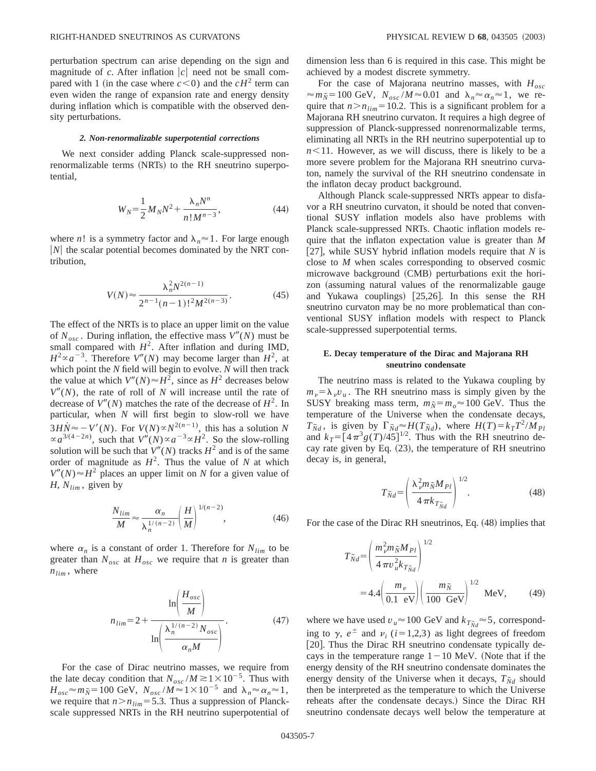perturbation spectrum can arise depending on the sign and magnitude of $c$. After inflation $|c|$ need not be small compared with 1 (in the case where $c<0$) and the $cH^2$ term can even widen the range of expansion rate and energy density during inflation which is compatible with the observed density perturbations.

#### 2. Non-renormalizable superpotential corrections

We next consider adding Planck scale-suppressed non-renormalizable terms (NRTs) to the RH sneutrino superpotential,

$$W_N = \frac{1}{2}M_N N^2 + \frac{\lambda_n N^n}{n! M^{n-3}}, \tag{44}$$

where $n!$ is a symmetry factor and $\lambda_n \approx 1$. For large enough $|N|$ the scalar potential becomes dominated by the NRT contribution,

$$V(N) \approx \frac{\lambda_n^2 N^{2(n-1)}}{2^{n-1}(n-1)!^2 M^{2(n-3)}}. \tag{45}$$

The effect of the NRTs is to place an upper limit on the value of $N_{osc}$. During inflation, the effective mass $V''(N)$ must be small compared with $H^2$. After inflation and during IMD, $H^2 \propto a^{-3}$. Therefore $V''(N)$ may become larger than $H^2$, at which point the $N$ field will begin to evolve. $N$ will then track the value at which $V''(N) \approx H^2$, since as $H^2$ decreases below $V''(N)$, the rate of roll of $N$ will increase until the rate of decrease of $V''(N)$ matches the rate of the decrease of $H^2$. In particular, when $N$ will first begin to slow-roll we have $3H\dot{N} \approx -V'(N)$. For $V(N) \propto N^{2(n-1)}$, this has a solution $N \propto a^{3/(4-2n)}$, such that $V''(N) \propto a^{-3} \propto H^2$. So the slow-rolling solution will be such that $V''(N)$ tracks $H^2$ and is of the same order of magnitude as $H^2$. Thus the value of $N$ at which $V''(N) \approx H^2$ places an upper limit on $N$ for a given value of $H$, $N_{lim}$, given by

$$\frac{N_{lim}}{M} \approx \frac{\alpha_n}{\lambda_n^{1/(n-2)}}\left(\frac{H}{M}\right)^{1/(n-2)}, \tag{46}$$

where $\alpha_n$ is a constant of order 1. Therefore for $N_{lim}$ to be greater than $N_{osc}$ at $H_{osc}$ we require that $n$ is greater than $n_{lim}$, where

$$n_{lim} = 2 + \frac{\ln\left(\dfrac{H_{osc}}{M}\right)}{\ln\left(\dfrac{\lambda_n^{1/(n-2)} N_{osc}}{\alpha_n M}\right)}. \tag{47}$$

For the case of Dirac neutrino masses, we require from the late decay condition that $N_{osc}/M \gtrsim 1 \times 10^{-5}$. Thus with $H_{osc} \approx m_{\tilde{N}} = 100$ GeV, $N_{osc}/M \approx 1 \times 10^{-5}$ and $\lambda_n \approx \alpha_n \approx 1$, we require that $n > n_{lim} = 5.3$. Thus a suppression of Planck-scale suppressed NRTs in the RH neutrino superpotential of dimension less than 6 is required in this case. This might be achieved by a modest discrete symmetry.

For the case of Majorana neutrino masses, with $H_{osc} \approx m_{\tilde{N}} = 100$ GeV, $N_{osc}/M \approx 0.01$ and $\lambda_n \approx \alpha_n \approx 1$, we require that $n > n_{lim} = 10.2$. This is a significant problem for a Majorana RH sneutrino curvaton. It requires a high degree of suppression of Planck-suppressed nonrenormalizable terms, eliminating all NRTs in the RH neutrino superpotential up to $n < 11$. However, as we will discuss, there is likely to be a more severe problem for the Majorana RH sneutrino curvaton, namely the survival of the RH sneutrino condensate in the inflaton decay product background.

Although Planck scale-suppressed NRTs appear to disfavor a RH sneutrino curvaton, it should be noted that conventional SUSY inflation models also have problems with Planck scale-suppressed NRTs. Chaotic inflation models require that the inflaton expectation value is greater than $M$ [27], while SUSY hybrid inflation models require that $N$ is close to $M$ when scales corresponding to observed cosmic microwave background (CMB) perturbations exit the horizon (assuming natural values of the renormalizable gauge and Yukawa couplings) [25,26]. In this sense the RH sneutrino curvaton may be no more problematical than conventional SUSY inflation models with respect to Planck scale-suppressed superpotential terms.

### E. Decay temperature of the Dirac and Majorana RH sneutrino condensate

The neutrino mass is related to the Yukawa coupling by $m_\nu = \lambda_\nu v_u$. The RH sneutrino mass is simply given by the SUSY breaking mass term, $m_{\tilde{N}} = m_o \approx 100$ GeV. Thus the temperature of the Universe when the condensate decays, $T_{\tilde{N}d}$, is given by $\Gamma_{\tilde{N}d} \approx H(T_{\tilde{N}d})$, where $H(T) = k_T T^2/M_{Pl}$ and $k_T = [4\pi^3 g(T)/45]^{1/2}$. Thus with the RH sneutrino decay rate given by Eq. (23), the temperature of RH sneutrino decay is, in general,

$$T_{\tilde{N}d} = \left(\frac{\lambda_\nu^2 m_{\tilde{N}} M_{Pl}}{4\pi k_{T_{\tilde{N}d}}}\right)^{1/2}. \tag{48}$$

For the case of the Dirac RH sneutrinos, Eq. (48) implies that

$$T_{\tilde{N}d} = \left(\frac{m_\nu^2 m_{\tilde{N}} M_{Pl}}{4\pi v_u^2 k_{T_{\tilde{N}d}}}\right)^{1/2} = 4.4\left(\frac{m_\nu}{0.1\ \text{eV}}\right)\left(\frac{m_{\tilde{N}}}{100\ \text{GeV}}\right)^{1/2}\ \text{MeV}, \tag{49}$$

where we have used $v_u \approx 100$ GeV and $k_{T_{\tilde{N}d}} \approx 5$, corresponding to $\gamma$, $e^\pm$ and $\nu_i$ $(i=1,2,3)$ as light degrees of freedom [20]. Thus the Dirac RH sneutrino condensate typically decays in the temperature range $1-10$ MeV. (Note that if the energy density of the RH sneutrino condensate dominates the energy density of the Universe when it decays, $T_{\tilde{N}d}$ should then be interpreted as the temperature to which the Universe reheats after the condensate decays.) Since the Dirac RH sneutrino condensate decays well below the temperature at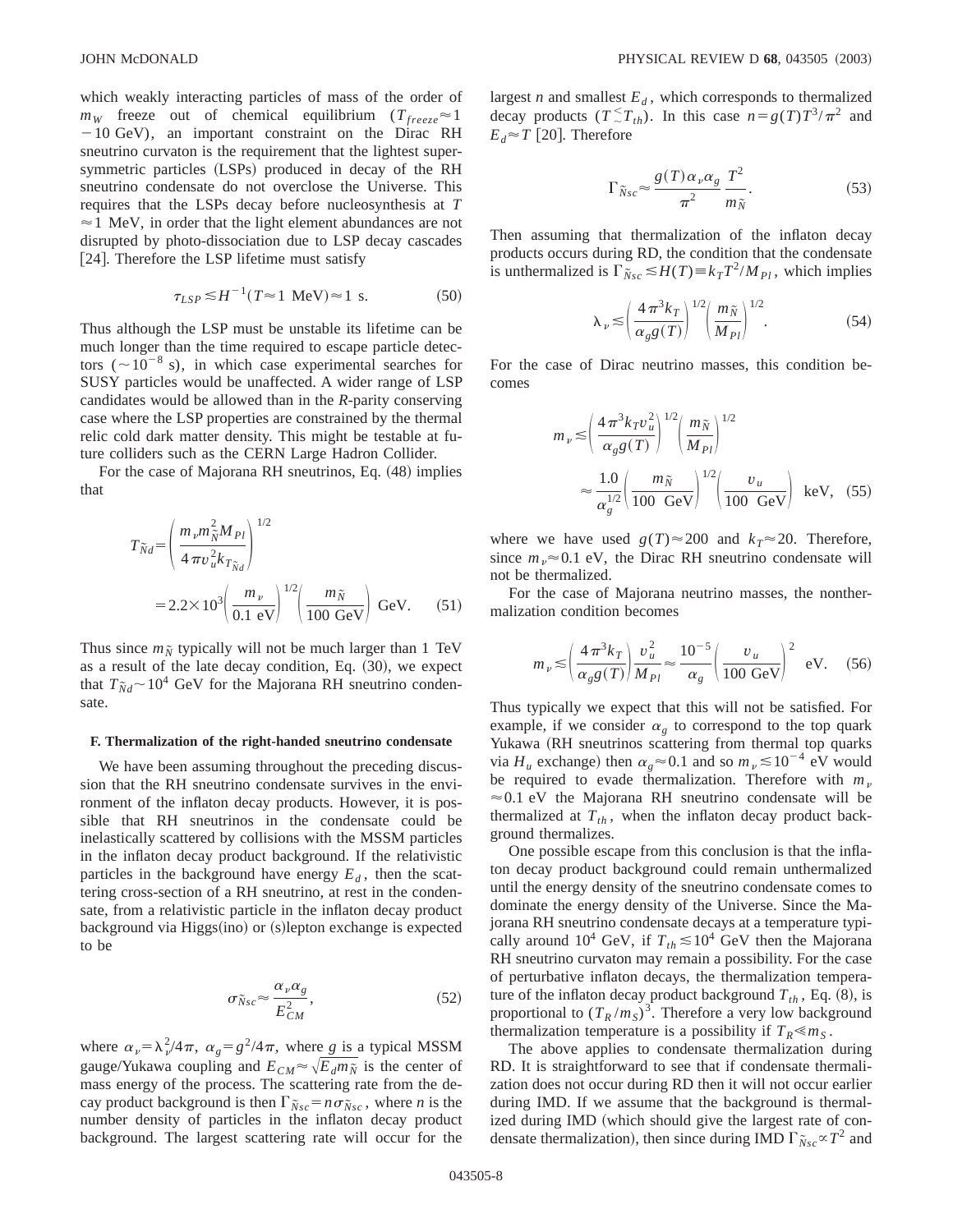which weakly interacting particles of mass of the order of $m_W$ freeze out of chemical equilibrium ($T_{freeze} \approx 1 - 10$ GeV), an important constraint on the Dirac RH sneutrino curvaton is the requirement that the lightest supersymmetric particles (LSPs) produced in decay of the RH sneutrino condensate do not overclose the Universe. This requires that the LSPs decay before nucleosynthesis at $T \approx 1$ MeV, in order that the light element abundances are not disrupted by photo-dissociation due to LSP decay cascades [24]. Therefore the LSP lifetime must satisfy

$$\tau_{LSP} \lesssim H^{-1}(T \approx 1 \text{ MeV}) \approx 1 \text{ s}. \tag{50}$$

Thus although the LSP must be unstable its lifetime can be much longer than the time required to escape particle detectors ($\sim 10^{-8}$ s), in which case experimental searches for SUSY particles would be unaffected. A wider range of LSP candidates would be allowed than in the *R*-parity conserving case where the LSP properties are constrained by the thermal relic cold dark matter density. This might be testable at future colliders such as the CERN Large Hadron Collider.

For the case of Majorana RH sneutrinos, Eq. (48) implies that

$$T_{\tilde{N}d} = \left( \frac{m_\nu m_{\tilde{N}}^2 M_{Pl}}{4\pi v_u^2 k_{T_{\tilde{N}d}}} \right)^{1/2} = 2.2 \times 10^3 \left( \frac{m_\nu}{0.1 \text{ eV}} \right)^{1/2} \left( \frac{m_{\tilde{N}}}{100 \text{ GeV}} \right) \text{ GeV}. \tag{51}$$

Thus since $m_{\tilde{N}}$ typically will not be much larger than 1 TeV as a result of the late decay condition, Eq. (30), we expect that $T_{\tilde{N}d} \sim 10^4$ GeV for the Majorana RH sneutrino condensate.

### F. Thermalization of the right-handed sneutrino condensate

We have been assuming throughout the preceding discussion that the RH sneutrino condensate survives in the environment of the inflaton decay products. However, it is possible that RH sneutrinos in the condensate could be inelastically scattered by collisions with the MSSM particles in the inflaton decay product background. If the relativistic particles in the background have energy $E_d$, then the scattering cross-section of a RH sneutrino, at rest in the condensate, from a relativistic particle in the inflaton decay product background via Higgs(ino) or (s)lepton exchange is expected to be

$$\sigma_{\tilde{N}sc} \approx \frac{\alpha_\nu \alpha_g}{E_{CM}^2}, \tag{52}$$

where $\alpha_\nu = \lambda_\nu^2/4\pi$, $\alpha_g = g^2/4\pi$, where $g$ is a typical MSSM gauge/Yukawa coupling and $E_{CM} \approx \sqrt{E_d m_{\tilde{N}}}$ is the center of mass energy of the process. The scattering rate from the decay product background is then $\Gamma_{\tilde{N}sc} = n \sigma_{\tilde{N}sc}$, where $n$ is the number density of particles in the inflaton decay product background. The largest scattering rate will occur for the largest $n$ and smallest $E_d$, which corresponds to thermalized decay products ($T \lesssim T_{th}$). In this case $n = g(T) T^3/\pi^2$ and $E_d \approx T$ [20]. Therefore

$$\Gamma_{\tilde{N}sc} \approx \frac{g(T) \alpha_\nu \alpha_g}{\pi^2} \frac{T^2}{m_{\tilde{N}}}. \tag{53}$$

Then assuming that thermalization of the inflaton decay products occurs during RD, the condition that the condensate is unthermalized is $\Gamma_{\tilde{N}sc} \lesssim H(T) \equiv k_T T^2/M_{Pl}$, which implies

$$\lambda_\nu \lesssim \left( \frac{4\pi^3 k_T}{\alpha_g g(T)} \right)^{1/2} \left( \frac{m_{\tilde{N}}}{M_{Pl}} \right)^{1/2}. \tag{54}$$

For the case of Dirac neutrino masses, this condition becomes

$$m_\nu \lesssim \left( \frac{4\pi^3 k_T v_u^2}{\alpha_g g(T)} \right)^{1/2} \left( \frac{m_{\tilde{N}}}{M_{Pl}} \right)^{1/2} \approx \frac{1.0}{\alpha_g^{1/2}} \left( \frac{m_{\tilde{N}}}{100 \text{ GeV}} \right)^{1/2} \left( \frac{v_u}{100 \text{ GeV}} \right) \text{ keV}, \tag{55}$$

where we have used $g(T) \approx 200$ and $k_T \approx 20$. Therefore, since $m_\nu \approx 0.1$ eV, the Dirac RH sneutrino condensate will not be thermalized.

For the case of Majorana neutrino masses, the nonthermalization condition becomes

$$m_\nu \lesssim \left( \frac{4\pi^3 k_T}{\alpha_g g(T)} \right) \frac{v_u^2}{M_{Pl}} \approx \frac{10^{-5}}{\alpha_g} \left( \frac{v_u}{100 \text{ GeV}} \right)^2 \text{ eV}. \tag{56}$$

Thus typically we expect that this will not be satisfied. For example, if we consider $\alpha_g$ to correspond to the top quark Yukawa (RH sneutrinos scattering from thermal top quarks via $H_u$ exchange) then $\alpha_g \approx 0.1$ and so $m_\nu \lesssim 10^{-4}$ eV would be required to evade thermalization. Therefore with $m_\nu \approx 0.1$ eV the Majorana RH sneutrino condensate will be thermalized at $T_{th}$, when the inflaton decay product background thermalizes.

One possible escape from this conclusion is that the inflaton decay product background could remain unthermalized until the energy density of the sneutrino condensate comes to dominate the energy density of the Universe. Since the Majorana RH sneutrino condensate decays at a temperature typically around $10^4$ GeV, if $T_{th} \lesssim 10^4$ GeV then the Majorana RH sneutrino curvaton may remain a possibility. For the case of perturbative inflaton decays, the thermalization temperature of the inflaton decay product background $T_{th}$, Eq. (8), is proportional to $(T_R/m_S)^3$. Therefore a very low background thermalization temperature is a possibility if $T_R \ll m_S$.

The above applies to condensate thermalization during RD. It is straightforward to see that if condensate thermalization does not occur during RD then it will not occur earlier during IMD. If we assume that the background is thermalized during IMD (which should give the largest rate of condensate thermalization), then since during IMD $\Gamma_{\tilde{N}sc} \propto T^2$ and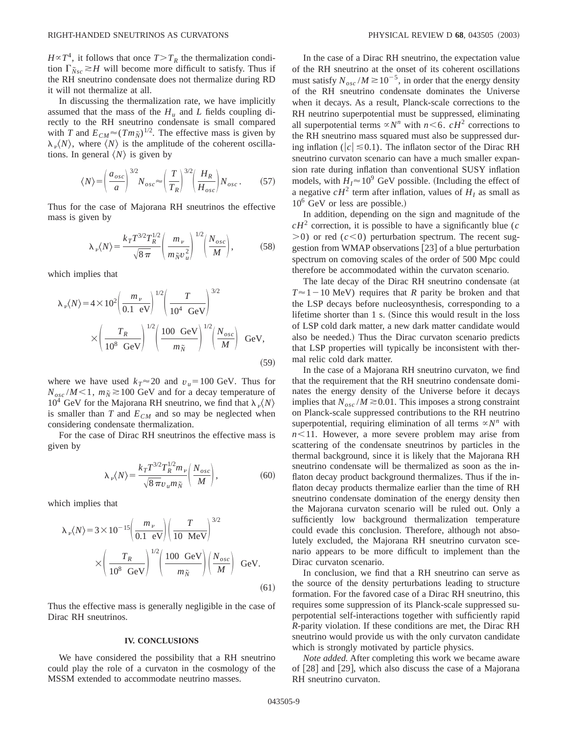$H \propto T^4$, it follows that once $T > T_R$ the thermalization condition $\Gamma_{\tilde{N}sc} \gtrsim H$ will become more difficult to satisfy. Thus if the RH sneutrino condensate does not thermalize during RD it will not thermalize at all.

In discussing the thermalization rate, we have implicitly assumed that the mass of the $H_u$ and $L$ fields coupling directly to the RH sneutrino condensate is small compared with $T$ and $E_{CM} \approx (T m_{\tilde{N}})^{1/2}$. The effective mass is given by $\lambda_\nu \langle N \rangle$, where $\langle N \rangle$ is the amplitude of the coherent oscillations. In general $\langle N \rangle$ is given by

$$\langle N \rangle = \left( \frac{a_{osc}}{a} \right)^{3/2} N_{osc} \approx \left( \frac{T}{T_R} \right)^{3/2} \left( \frac{H_R}{H_{osc}} \right) N_{osc}. \tag{57}$$

Thus for the case of Majorana RH sneutrinos the effective mass is given by

$$\lambda_\nu \langle N \rangle = \frac{k_T T^{3/2} T_R^{1/2}}{\sqrt{8\pi}} \left( \frac{m_\nu}{m_{\tilde{N}} v_u^2} \right)^{1/2} \left( \frac{N_{osc}}{M} \right), \tag{58}$$

which implies that

$$\lambda_\nu \langle N \rangle = 4 \times 10^2 \left( \frac{m_\nu}{0.1\ \text{eV}} \right)^{1/2} \left( \frac{T}{10^4\ \text{GeV}} \right)^{3/2} \times \left( \frac{T_R}{10^8\ \text{GeV}} \right)^{1/2} \left( \frac{100\ \text{GeV}}{m_{\tilde{N}}} \right)^{1/2} \left( \frac{N_{osc}}{M} \right)\ \text{GeV}, \tag{59}$$

where we have used $k_T \approx 20$ and $v_u = 100$ GeV. Thus for $N_{osc}/M < 1$, $m_{\tilde{N}} \gtrsim 100$ GeV and for a decay temperature of $10^4$ GeV for the Majorana RH sneutrino, we find that $\lambda_\nu \langle N \rangle$ is smaller than $T$ and $E_{CM}$ and so may be neglected when considering condensate thermalization.

For the case of Dirac RH sneutrinos the effective mass is given by

$$\lambda_\nu \langle N \rangle = \frac{k_T T^{3/2} T_R^{1/2} m_\nu}{\sqrt{8\pi} v_u m_{\tilde{N}}} \left( \frac{N_{osc}}{M} \right), \tag{60}$$

which implies that

$$\lambda_\nu \langle N \rangle = 3 \times 10^{-15} \left( \frac{m_\nu}{0.1\ \text{eV}} \right) \left( \frac{T}{10\ \text{MeV}} \right)^{3/2} \times \left( \frac{T_R}{10^8\ \text{GeV}} \right)^{1/2} \left( \frac{100\ \text{GeV}}{m_{\tilde{N}}} \right) \left( \frac{N_{osc}}{M} \right)\ \text{GeV}. \tag{61}$$

Thus the effective mass is generally negligible in the case of Dirac RH sneutrinos.

## IV. CONCLUSIONS

We have considered the possibility that a RH sneutrino could play the role of a curvaton in the cosmology of the MSSM extended to accommodate neutrino masses.

In the case of a Dirac RH sneutrino, the expectation value of the RH sneutrino at the onset of its coherent oscillations must satisfy $N_{osc}/M \gtrsim 10^{-5}$, in order that the energy density of the RH sneutrino condensate dominates the Universe when it decays. As a result, Planck-scale corrections to the RH neutrino superpotential must be suppressed, eliminating all superpotential terms $\propto N^n$ with $n < 6$. $cH^2$ corrections to the RH sneutrino mass squared must also be suppressed during inflation ($|c| \lesssim 0.1$). The inflaton sector of the Dirac RH sneutrino curvaton scenario can have a much smaller expansion rate during inflation than conventional SUSY inflation models, with $H_I \approx 10^9$ GeV possible. (Including the effect of a negative $cH^2$ term after inflation, values of $H_I$ as small as $10^6$ GeV or less are possible.)

In addition, depending on the sign and magnitude of the $cH^2$ correction, it is possible to have a significantly blue ($c > 0$) or red ($c < 0$) perturbation spectrum. The recent suggestion from WMAP observations [23] of a blue perturbation spectrum on comoving scales of the order of 500 Mpc could therefore be accommodated within the curvaton scenario.

The late decay of the Dirac RH sneutrino condensate (at $T \approx 1-10$ MeV) requires that $R$ parity be broken and that the LSP decays before nucleosynthesis, corresponding to a lifetime shorter than 1 s. (Since this would result in the loss of LSP cold dark matter, a new dark matter candidate would also be needed.) Thus the Dirac curvaton scenario predicts that LSP properties will typically be inconsistent with thermal relic cold dark matter.

In the case of a Majorana RH sneutrino curvaton, we find that the requirement that the RH sneutrino condensate dominates the energy density of the Universe before it decays implies that $N_{osc}/M \gtrsim 0.01$. This imposes a strong constraint on Planck-scale suppressed contributions to the RH neutrino superpotential, requiring elimination of all terms $\propto N^n$ with $n < 11$. However, a more severe problem may arise from scattering of the condensate sneutrinos by particles in the thermal background, since it is likely that the Majorana RH sneutrino condensate will be thermalized as soon as the inflaton decay product background thermalizes. Thus if the inflaton decay products thermalize earlier than the time of RH sneutrino condensate domination of the energy density then the Majorana curvaton scenario will be ruled out. Only a sufficiently low background thermalization temperature could evade this conclusion. Therefore, although not absolutely excluded, the Majorana RH sneutrino curvaton scenario appears to be more difficult to implement than the Dirac curvaton scenario.

In conclusion, we find that a RH sneutrino can serve as the source of the density perturbations leading to structure formation. For the favored case of a Dirac RH sneutrino, this requires some suppression of its Planck-scale suppressed superpotential self-interactions together with sufficiently rapid $R$-parity violation. If these conditions are met, the Dirac RH sneutrino would provide us with the only curvaton candidate which is strongly motivated by particle physics.

*Note added.* After completing this work we became aware of [28] and [29], which also discuss the case of a Majorana RH sneutrino curvaton.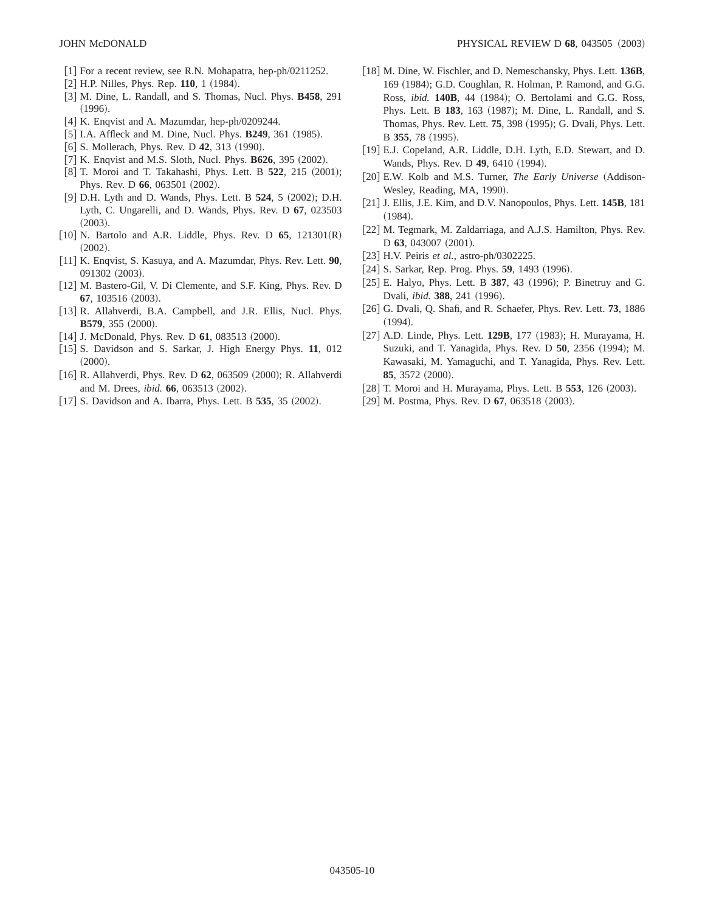[1] For a recent review, see R.N. Mohapatra, hep-ph/0211252.

[2] H.P. Nilles, Phys. Rep. **110**, 1 (1984).

[3] M. Dine, L. Randall, and S. Thomas, Nucl. Phys. **B458**, 291 (1996).

[4] K. Enqvist and A. Mazumdar, hep-ph/0209244.

[5] I.A. Affleck and M. Dine, Nucl. Phys. **B249**, 361 (1985).

[6] S. Mollerach, Phys. Rev. D **42**, 313 (1990).

[7] K. Enqvist and M.S. Sloth, Nucl. Phys. **B626**, 395 (2002).

[8] T. Moroi and T. Takahashi, Phys. Lett. B **522**, 215 (2001); Phys. Rev. D **66**, 063501 (2002).

[9] D.H. Lyth and D. Wands, Phys. Lett. B **524**, 5 (2002); D.H. Lyth, C. Ungarelli, and D. Wands, Phys. Rev. D **67**, 023503 (2003).

[10] N. Bartolo and A.R. Liddle, Phys. Rev. D **65**, 121301(R) (2002).

[11] K. Enqvist, S. Kasuya, and A. Mazumdar, Phys. Rev. Lett. **90**, 091302 (2003).

[12] M. Bastero-Gil, V. Di Clemente, and S.F. King, Phys. Rev. D **67**, 103516 (2003).

[13] R. Allahverdi, B.A. Campbell, and J.R. Ellis, Nucl. Phys. **B579**, 355 (2000).

[14] J. McDonald, Phys. Rev. D **61**, 083513 (2000).

[15] S. Davidson and S. Sarkar, J. High Energy Phys. **11**, 012 (2000).

[16] R. Allahverdi, Phys. Rev. D **62**, 063509 (2000); R. Allahverdi and M. Drees, *ibid.* **66**, 063513 (2002).

[17] S. Davidson and A. Ibarra, Phys. Lett. B **535**, 35 (2002).

[18] M. Dine, W. Fischler, and D. Nemeschansky, Phys. Lett. **136B**, 169 (1984); G.D. Coughlan, R. Holman, P. Ramond, and G.G. Ross, *ibid.* **140B**, 44 (1984); O. Bertolami and G.G. Ross, Phys. Lett. B **183**, 163 (1987); M. Dine, L. Randall, and S. Thomas, Phys. Rev. Lett. **75**, 398 (1995); G. Dvali, Phys. Lett. B **355**, 78 (1995).

[19] E.J. Copeland, A.R. Liddle, D.H. Lyth, E.D. Stewart, and D. Wands, Phys. Rev. D **49**, 6410 (1994).

[20] E.W. Kolb and M.S. Turner, *The Early Universe* (Addison-Wesley, Reading, MA, 1990).

[21] J. Ellis, J.E. Kim, and D.V. Nanopoulos, Phys. Lett. **145B**, 181 (1984).

[22] M. Tegmark, M. Zaldarriaga, and A.J.S. Hamilton, Phys. Rev. D **63**, 043007 (2001).

[23] H.V. Peiris *et al.*, astro-ph/0302225.

[24] S. Sarkar, Rep. Prog. Phys. **59**, 1493 (1996).

[25] E. Halyo, Phys. Lett. B **387**, 43 (1996); P. Binetruy and G. Dvali, *ibid.* **388**, 241 (1996).

[26] G. Dvali, Q. Shafi, and R. Schaefer, Phys. Rev. Lett. **73**, 1886 (1994).

[27] A.D. Linde, Phys. Lett. **129B**, 177 (1983); H. Murayama, H. Suzuki, and T. Yanagida, Phys. Rev. D **50**, 2356 (1994); M. Kawasaki, M. Yamaguchi, and T. Yanagida, Phys. Rev. Lett. **85**, 3572 (2000).

[28] T. Moroi and H. Murayama, Phys. Lett. B **553**, 126 (2003).

[29] M. Postma, Phys. Rev. D **67**, 063518 (2003).